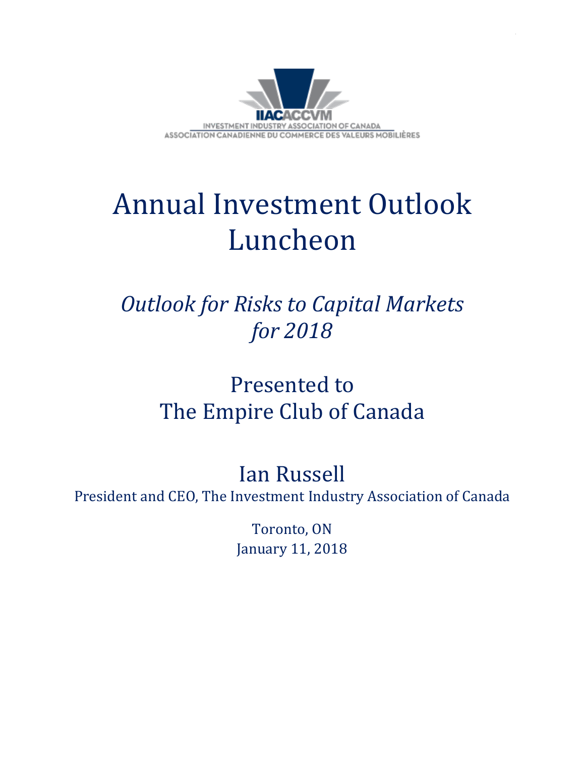IIACACCVM

INVESTMENT INDUSTRY ASSOCIATION OF CANADA

ASSOCIATION CANADIENNE DU COMMERCE DES VALEURS MOBILIÈRES

# Annual Investment Outlook Luncheon

## *Outlook for Risks to Capital Markets for 2018*

## Presented to The Empire Club of Canada

## Ian Russell

President and CEO, The Investment Industry Association of Canada

Toronto, ON

January 11, 2018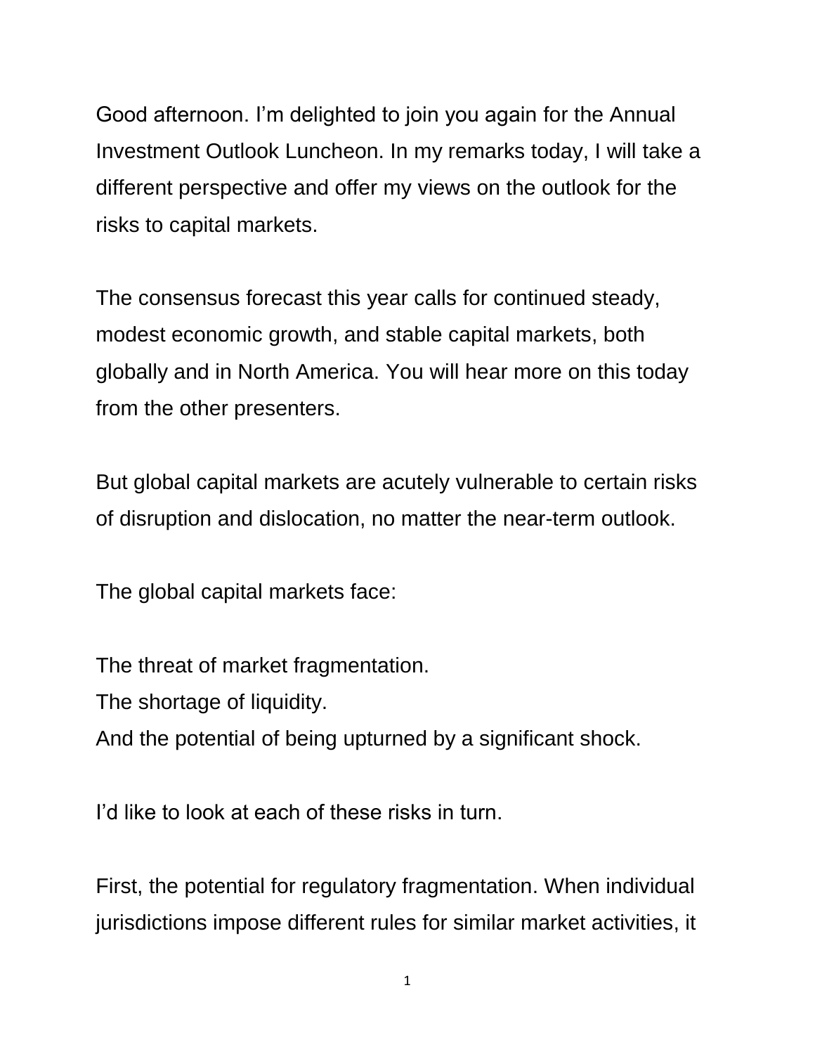Good afternoon. I'm delighted to join you again for the Annual Investment Outlook Luncheon. In my remarks today, I will take a different perspective and offer my views on the outlook for the risks to capital markets.

The consensus forecast this year calls for continued steady, modest economic growth, and stable capital markets, both globally and in North America. You will hear more on this today from the other presenters.

But global capital markets are acutely vulnerable to certain risks of disruption and dislocation, no matter the near-term outlook.

The global capital markets face:

The threat of market fragmentation.  
The shortage of liquidity.  
And the potential of being upturned by a significant shock.

I'd like to look at each of these risks in turn.

First, the potential for regulatory fragmentation. When individual jurisdictions impose different rules for similar market activities, it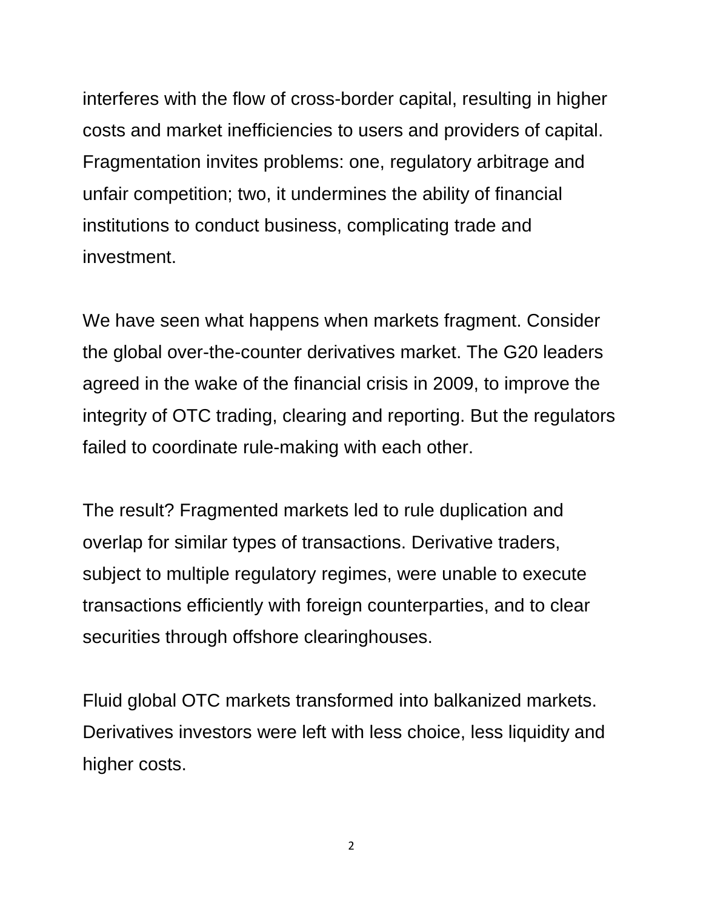interferes with the flow of cross-border capital, resulting in higher costs and market inefficiencies to users and providers of capital. Fragmentation invites problems: one, regulatory arbitrage and unfair competition; two, it undermines the ability of financial institutions to conduct business, complicating trade and investment.

We have seen what happens when markets fragment. Consider the global over-the-counter derivatives market. The G20 leaders agreed in the wake of the financial crisis in 2009, to improve the integrity of OTC trading, clearing and reporting. But the regulators failed to coordinate rule-making with each other.

The result? Fragmented markets led to rule duplication and overlap for similar types of transactions. Derivative traders, subject to multiple regulatory regimes, were unable to execute transactions efficiently with foreign counterparties, and to clear securities through offshore clearinghouses.

Fluid global OTC markets transformed into balkanized markets. Derivatives investors were left with less choice, less liquidity and higher costs.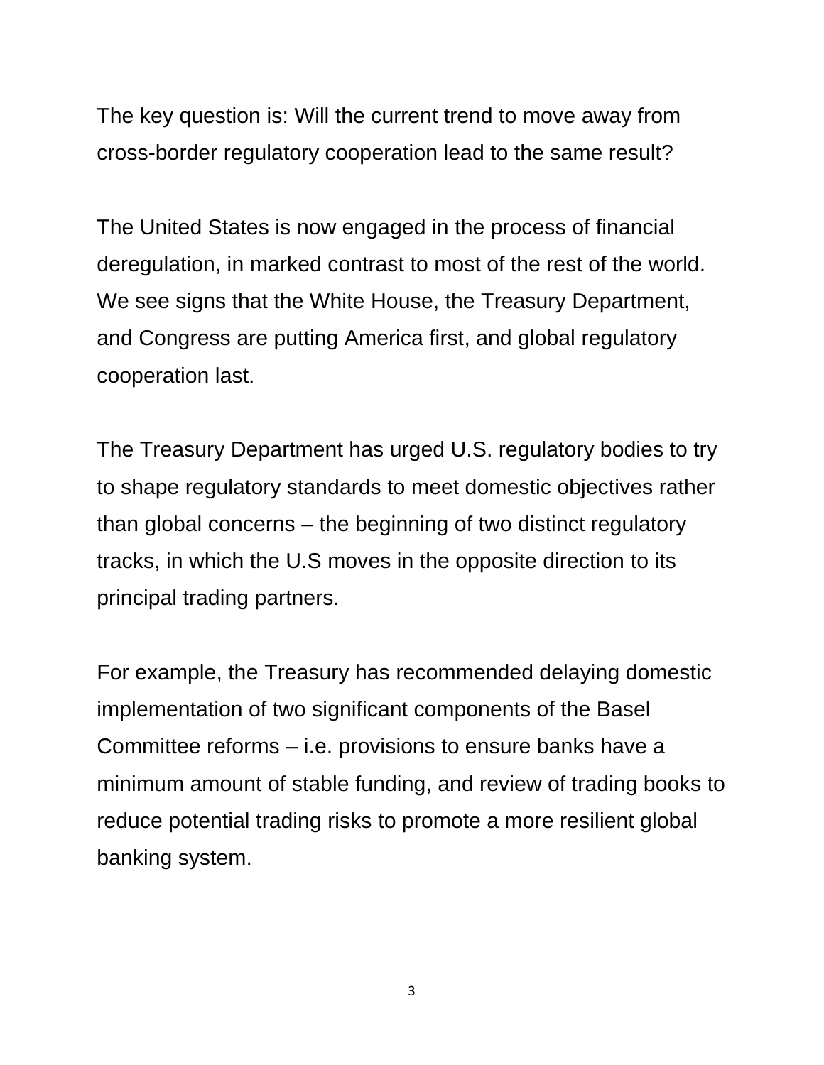The key question is: Will the current trend to move away from cross-border regulatory cooperation lead to the same result?

The United States is now engaged in the process of financial deregulation, in marked contrast to most of the rest of the world. We see signs that the White House, the Treasury Department, and Congress are putting America first, and global regulatory cooperation last.

The Treasury Department has urged U.S. regulatory bodies to try to shape regulatory standards to meet domestic objectives rather than global concerns – the beginning of two distinct regulatory tracks, in which the U.S moves in the opposite direction to its principal trading partners.

For example, the Treasury has recommended delaying domestic implementation of two significant components of the Basel Committee reforms – i.e. provisions to ensure banks have a minimum amount of stable funding, and review of trading books to reduce potential trading risks to promote a more resilient global banking system.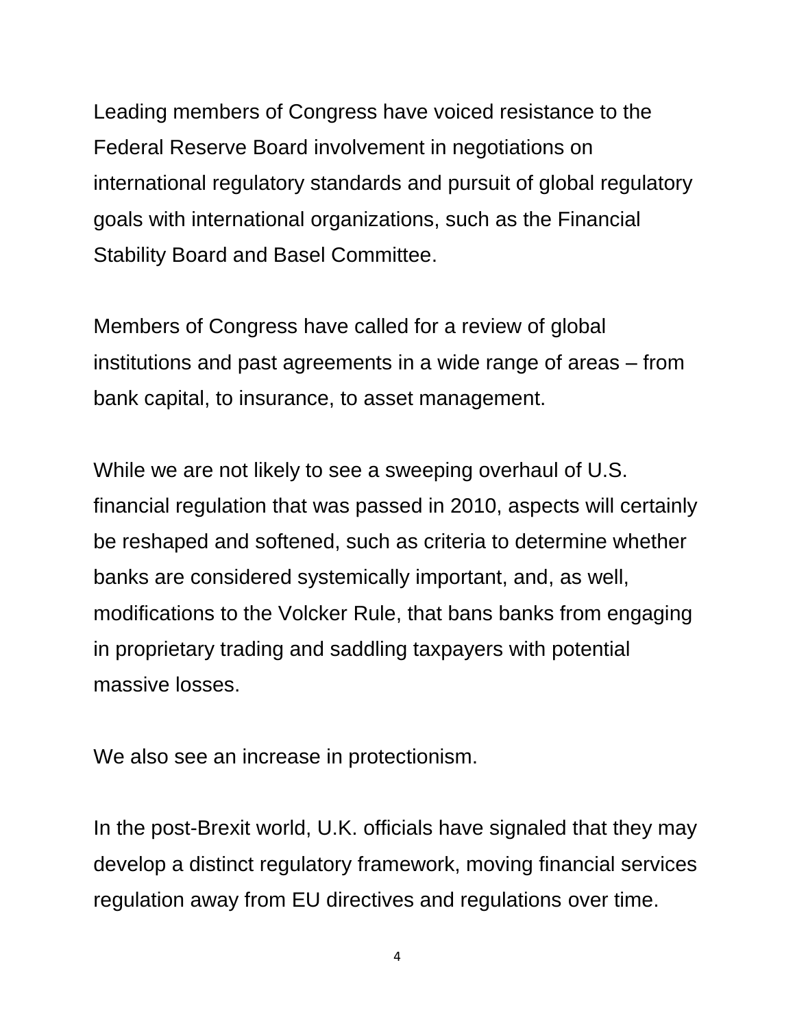Leading members of Congress have voiced resistance to the Federal Reserve Board involvement in negotiations on international regulatory standards and pursuit of global regulatory goals with international organizations, such as the Financial Stability Board and Basel Committee.

Members of Congress have called for a review of global institutions and past agreements in a wide range of areas – from bank capital, to insurance, to asset management.

While we are not likely to see a sweeping overhaul of U.S. financial regulation that was passed in 2010, aspects will certainly be reshaped and softened, such as criteria to determine whether banks are considered systemically important, and, as well, modifications to the Volcker Rule, that bans banks from engaging in proprietary trading and saddling taxpayers with potential massive losses.

We also see an increase in protectionism.

In the post-Brexit world, U.K. officials have signaled that they may develop a distinct regulatory framework, moving financial services regulation away from EU directives and regulations over time.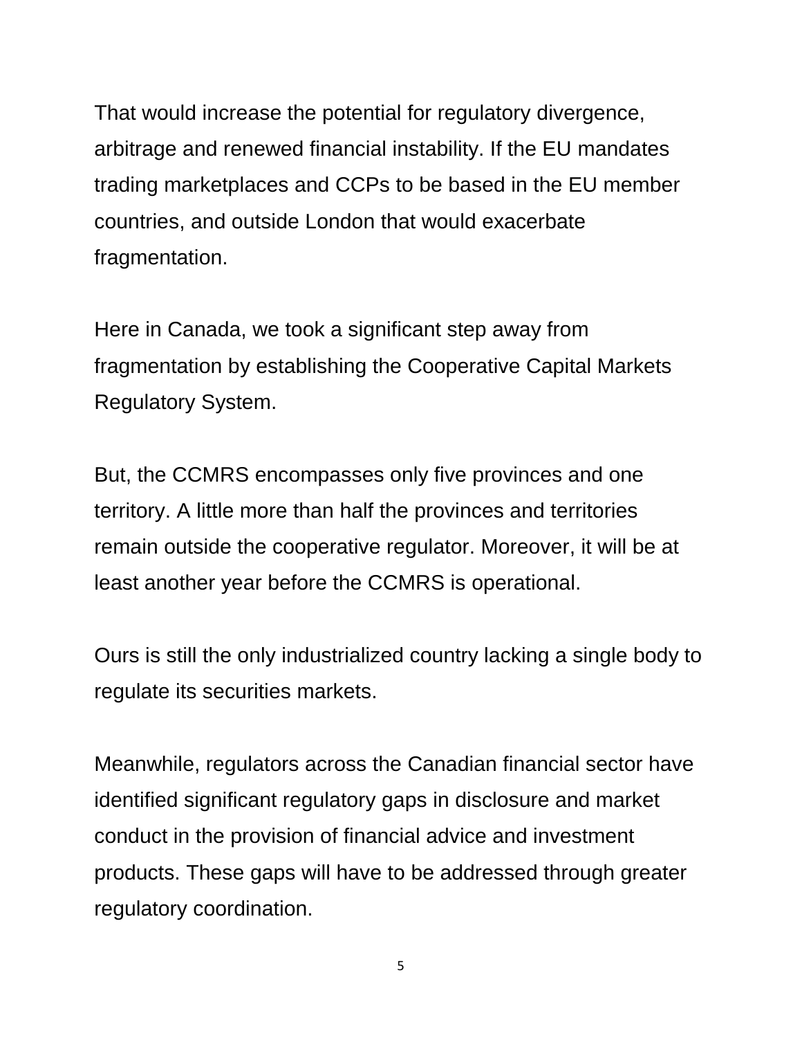That would increase the potential for regulatory divergence, arbitrage and renewed financial instability. If the EU mandates trading marketplaces and CCPs to be based in the EU member countries, and outside London that would exacerbate fragmentation.

Here in Canada, we took a significant step away from fragmentation by establishing the Cooperative Capital Markets Regulatory System.

But, the CCMRS encompasses only five provinces and one territory. A little more than half the provinces and territories remain outside the cooperative regulator. Moreover, it will be at least another year before the CCMRS is operational.

Ours is still the only industrialized country lacking a single body to regulate its securities markets.

Meanwhile, regulators across the Canadian financial sector have identified significant regulatory gaps in disclosure and market conduct in the provision of financial advice and investment products. These gaps will have to be addressed through greater regulatory coordination.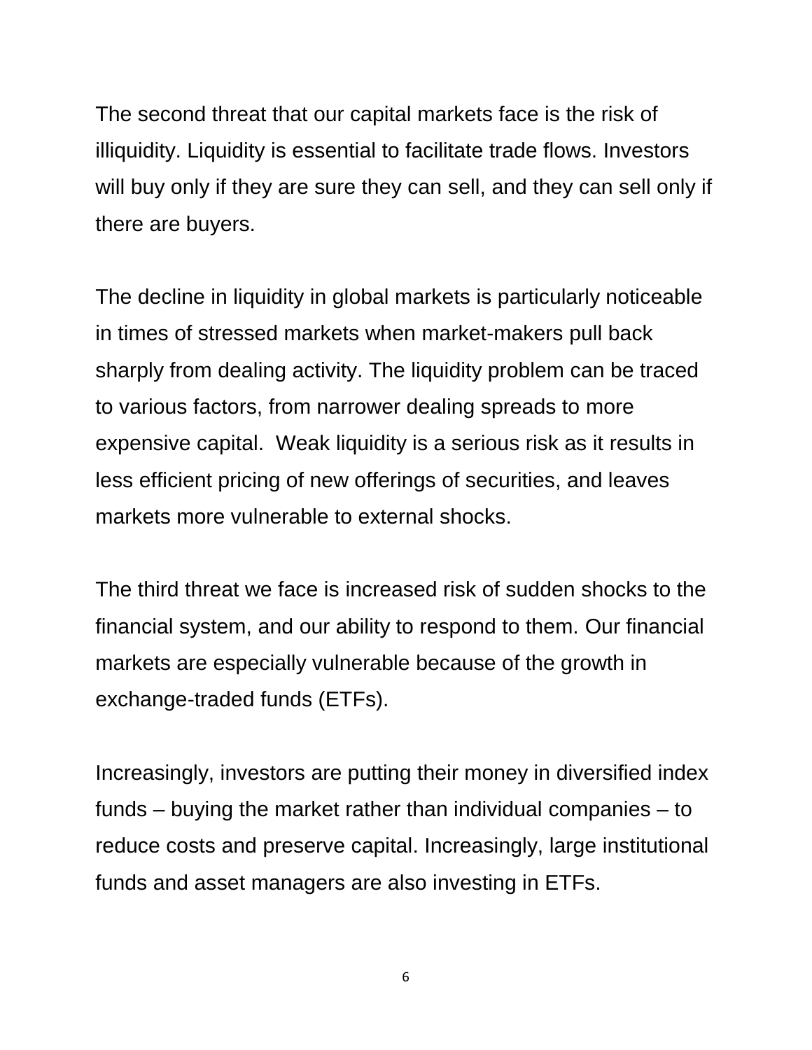The second threat that our capital markets face is the risk of illiquidity. Liquidity is essential to facilitate trade flows. Investors will buy only if they are sure they can sell, and they can sell only if there are buyers.

The decline in liquidity in global markets is particularly noticeable in times of stressed markets when market-makers pull back sharply from dealing activity. The liquidity problem can be traced to various factors, from narrower dealing spreads to more expensive capital. Weak liquidity is a serious risk as it results in less efficient pricing of new offerings of securities, and leaves markets more vulnerable to external shocks.

The third threat we face is increased risk of sudden shocks to the financial system, and our ability to respond to them. Our financial markets are especially vulnerable because of the growth in exchange-traded funds (ETFs).

Increasingly, investors are putting their money in diversified index funds – buying the market rather than individual companies – to reduce costs and preserve capital. Increasingly, large institutional funds and asset managers are also investing in ETFs.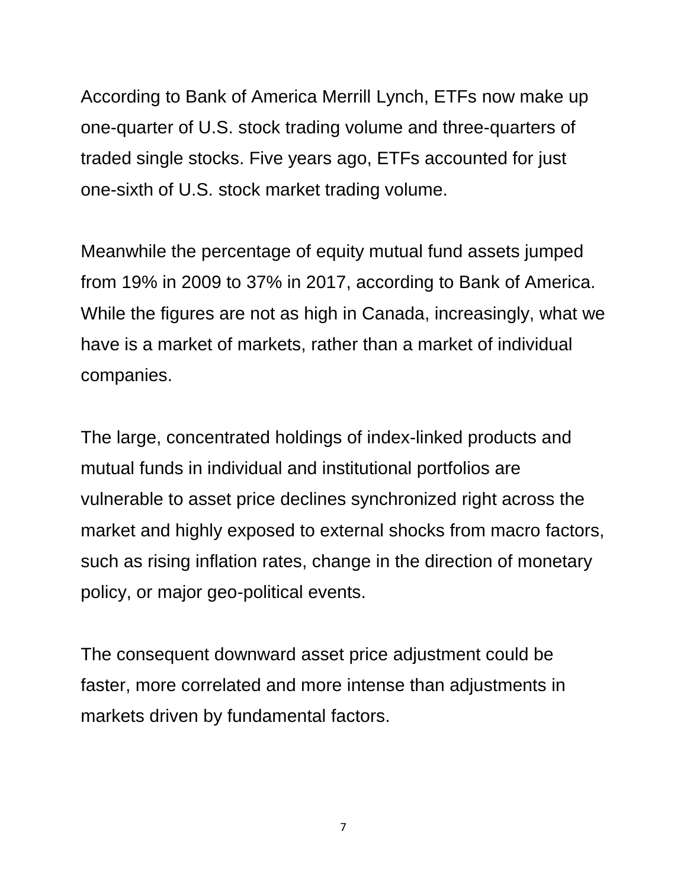According to Bank of America Merrill Lynch, ETFs now make up one-quarter of U.S. stock trading volume and three-quarters of traded single stocks. Five years ago, ETFs accounted for just one-sixth of U.S. stock market trading volume.

Meanwhile the percentage of equity mutual fund assets jumped from 19% in 2009 to 37% in 2017, according to Bank of America. While the figures are not as high in Canada, increasingly, what we have is a market of markets, rather than a market of individual companies.

The large, concentrated holdings of index-linked products and mutual funds in individual and institutional portfolios are vulnerable to asset price declines synchronized right across the market and highly exposed to external shocks from macro factors, such as rising inflation rates, change in the direction of monetary policy, or major geo-political events.

The consequent downward asset price adjustment could be faster, more correlated and more intense than adjustments in markets driven by fundamental factors.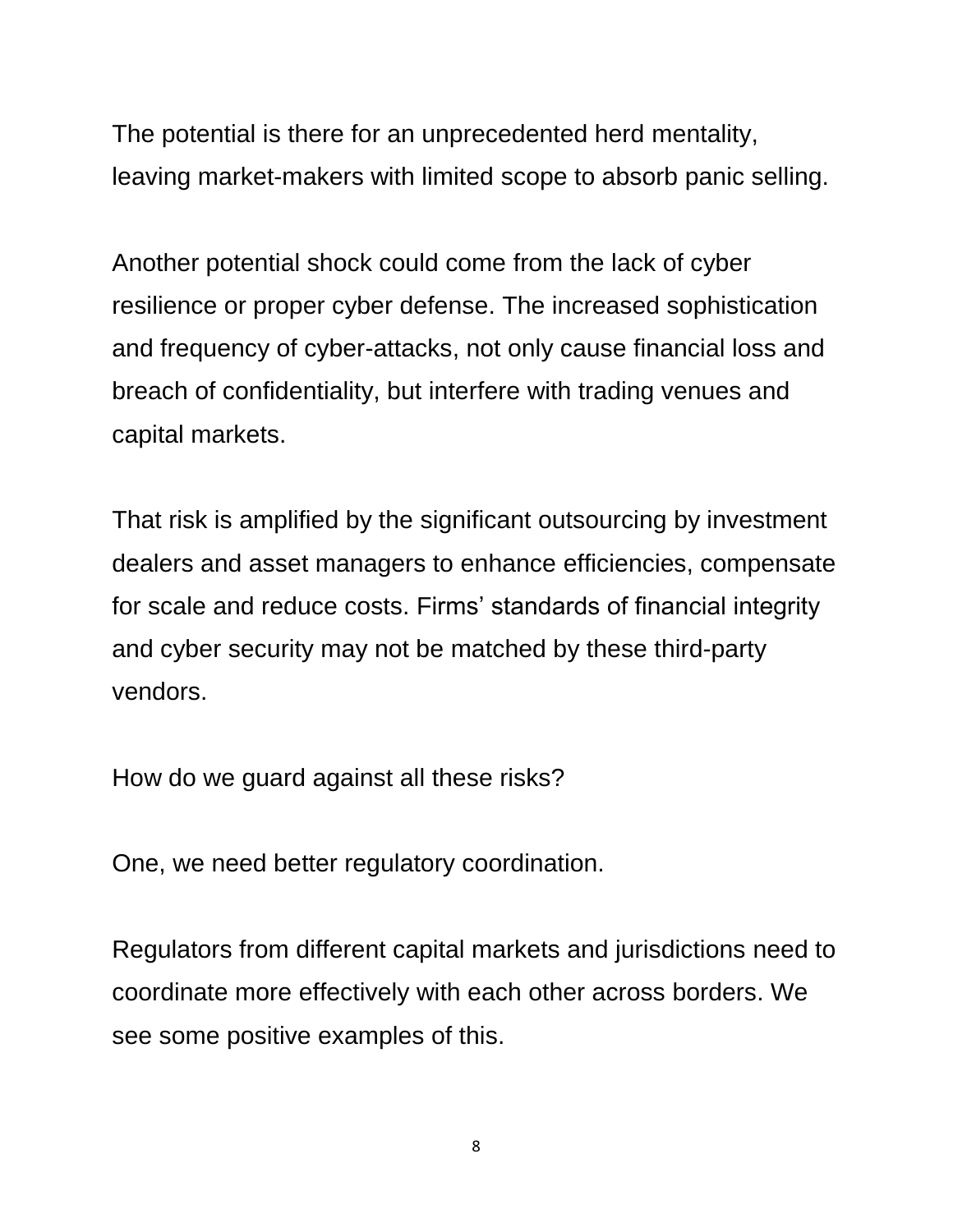The potential is there for an unprecedented herd mentality, leaving market-makers with limited scope to absorb panic selling.

Another potential shock could come from the lack of cyber resilience or proper cyber defense. The increased sophistication and frequency of cyber-attacks, not only cause financial loss and breach of confidentiality, but interfere with trading venues and capital markets.

That risk is amplified by the significant outsourcing by investment dealers and asset managers to enhance efficiencies, compensate for scale and reduce costs. Firms' standards of financial integrity and cyber security may not be matched by these third-party vendors.

How do we guard against all these risks?

One, we need better regulatory coordination.

Regulators from different capital markets and jurisdictions need to coordinate more effectively with each other across borders. We see some positive examples of this.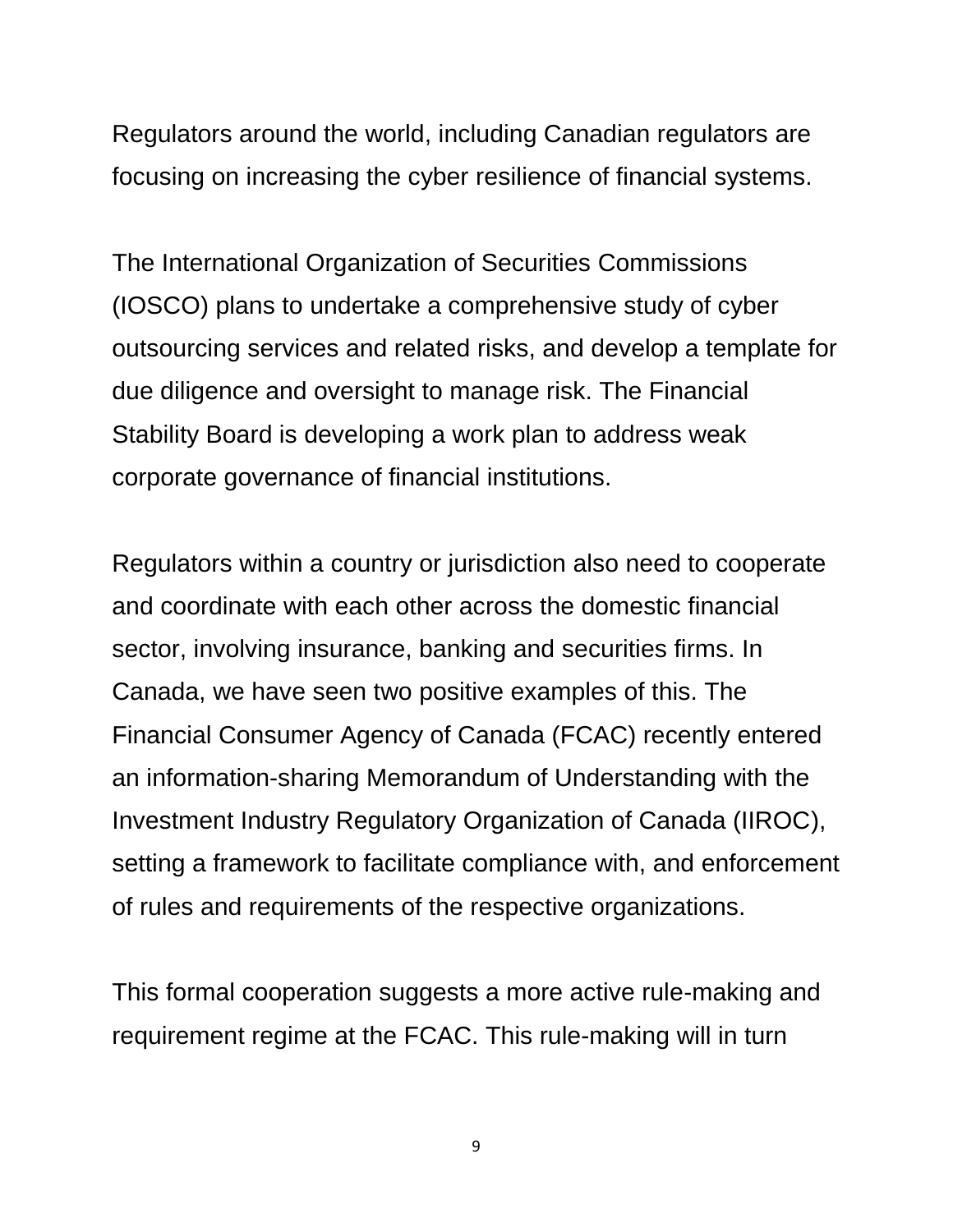Regulators around the world, including Canadian regulators are focusing on increasing the cyber resilience of financial systems.

The International Organization of Securities Commissions (IOSCO) plans to undertake a comprehensive study of cyber outsourcing services and related risks, and develop a template for due diligence and oversight to manage risk. The Financial Stability Board is developing a work plan to address weak corporate governance of financial institutions.

Regulators within a country or jurisdiction also need to cooperate and coordinate with each other across the domestic financial sector, involving insurance, banking and securities firms. In Canada, we have seen two positive examples of this. The Financial Consumer Agency of Canada (FCAC) recently entered an information-sharing Memorandum of Understanding with the Investment Industry Regulatory Organization of Canada (IIROC), setting a framework to facilitate compliance with, and enforcement of rules and requirements of the respective organizations.

This formal cooperation suggests a more active rule-making and requirement regime at the FCAC. This rule-making will in turn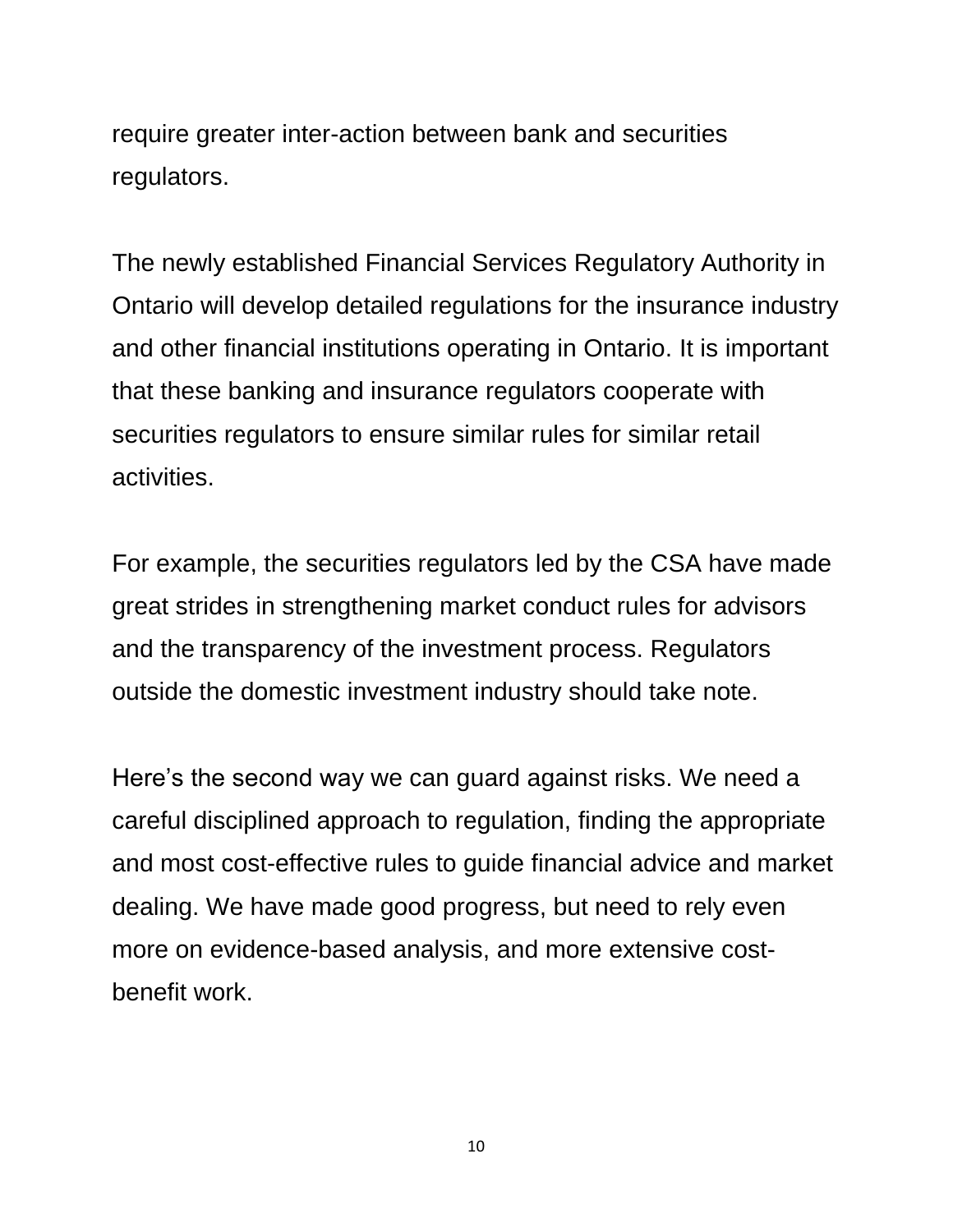require greater inter-action between bank and securities regulators.

The newly established Financial Services Regulatory Authority in Ontario will develop detailed regulations for the insurance industry and other financial institutions operating in Ontario. It is important that these banking and insurance regulators cooperate with securities regulators to ensure similar rules for similar retail activities.

For example, the securities regulators led by the CSA have made great strides in strengthening market conduct rules for advisors and the transparency of the investment process. Regulators outside the domestic investment industry should take note.

Here's the second way we can guard against risks. We need a careful disciplined approach to regulation, finding the appropriate and most cost-effective rules to guide financial advice and market dealing. We have made good progress, but need to rely even more on evidence-based analysis, and more extensive cost-benefit work.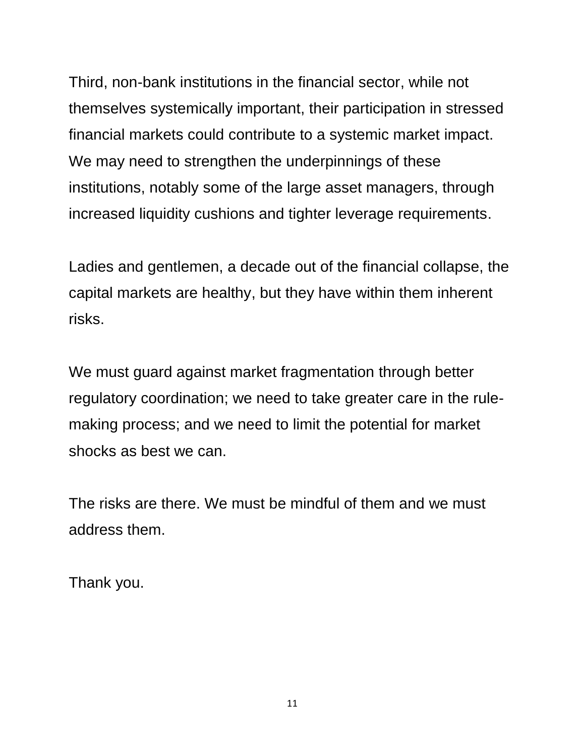Third, non-bank institutions in the financial sector, while not themselves systemically important, their participation in stressed financial markets could contribute to a systemic market impact. We may need to strengthen the underpinnings of these institutions, notably some of the large asset managers, through increased liquidity cushions and tighter leverage requirements.

Ladies and gentlemen, a decade out of the financial collapse, the capital markets are healthy, but they have within them inherent risks.

We must guard against market fragmentation through better regulatory coordination; we need to take greater care in the rule-making process; and we need to limit the potential for market shocks as best we can.

The risks are there. We must be mindful of them and we must address them.

Thank you.